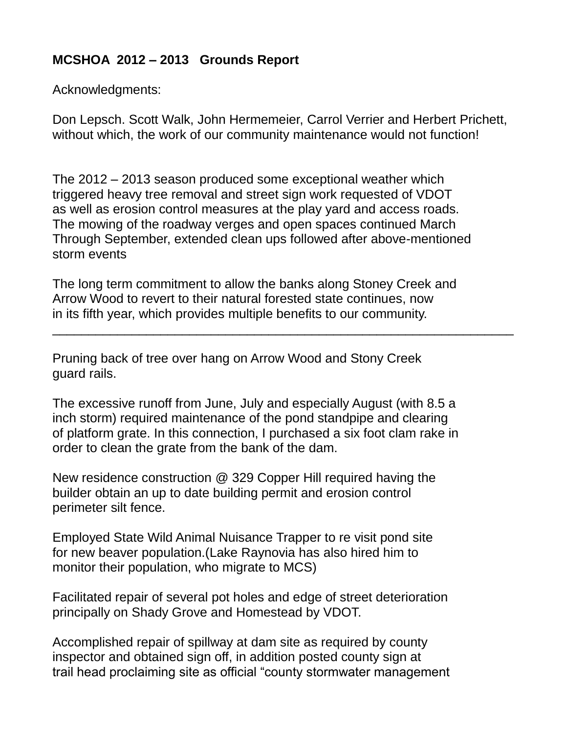**MCSHOA 2012 – 2013 Grounds Report**

Acknowledgments:

Don Lepsch. Scott Walk, John Hermemeier, Carrol Verrier and Herbert Prichett, without which, the work of our community maintenance would not function!

The 2012 – 2013 season produced some exceptional weather which triggered heavy tree removal and street sign work requested of VDOT as well as erosion control measures at the play yard and access roads. The mowing of the roadway verges and open spaces continued March Through September, extended clean ups followed after above-mentioned storm events

The long term commitment to allow the banks along Stoney Creek and Arrow Wood to revert to their natural forested state continues, now in its fifth year, which provides multiple benefits to our community.

---

Pruning back of tree over hang on Arrow Wood and Stony Creek guard rails.

The excessive runoff from June, July and especially August (with 8.5 a inch storm) required maintenance of the pond standpipe and clearing of platform grate. In this connection, I purchased a six foot clam rake in order to clean the grate from the bank of the dam.

New residence construction @ 329 Copper Hill required having the builder obtain an up to date building permit and erosion control perimeter silt fence.

Employed State Wild Animal Nuisance Trapper to re visit pond site for new beaver population.(Lake Raynovia has also hired him to monitor their population, who migrate to MCS)

Facilitated repair of several pot holes and edge of street deterioration principally on Shady Grove and Homestead by VDOT.

Accomplished repair of spillway at dam site as required by county inspector and obtained sign off, in addition posted county sign at trail head proclaiming site as official "county stormwater management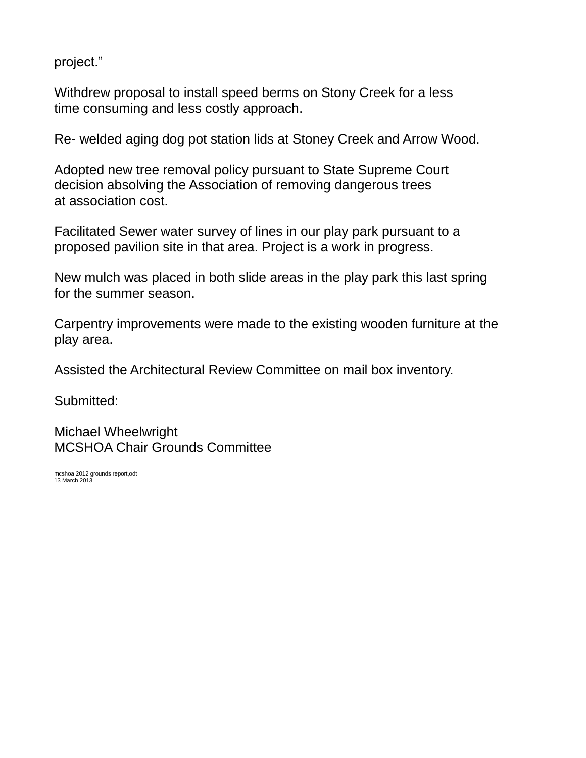project."

Withdrew proposal to install speed berms on Stony Creek for a less time consuming and less costly approach.

Re- welded aging dog pot station lids at Stoney Creek and Arrow Wood.

Adopted new tree removal policy pursuant to State Supreme Court decision absolving the Association of removing dangerous trees at association cost.

Facilitated Sewer water survey of lines in our play park pursuant to a proposed pavilion site in that area. Project is a work in progress.

New mulch was placed in both slide areas in the play park this last spring for the summer season.

Carpentry improvements were made to the existing wooden furniture at the play area.

Assisted the Architectural Review Committee on mail box inventory.

Submitted:

Michael Wheelwright
MCSHOA Chair Grounds Committee

mcshoa 2012 grounds report,odt
13 March 2013